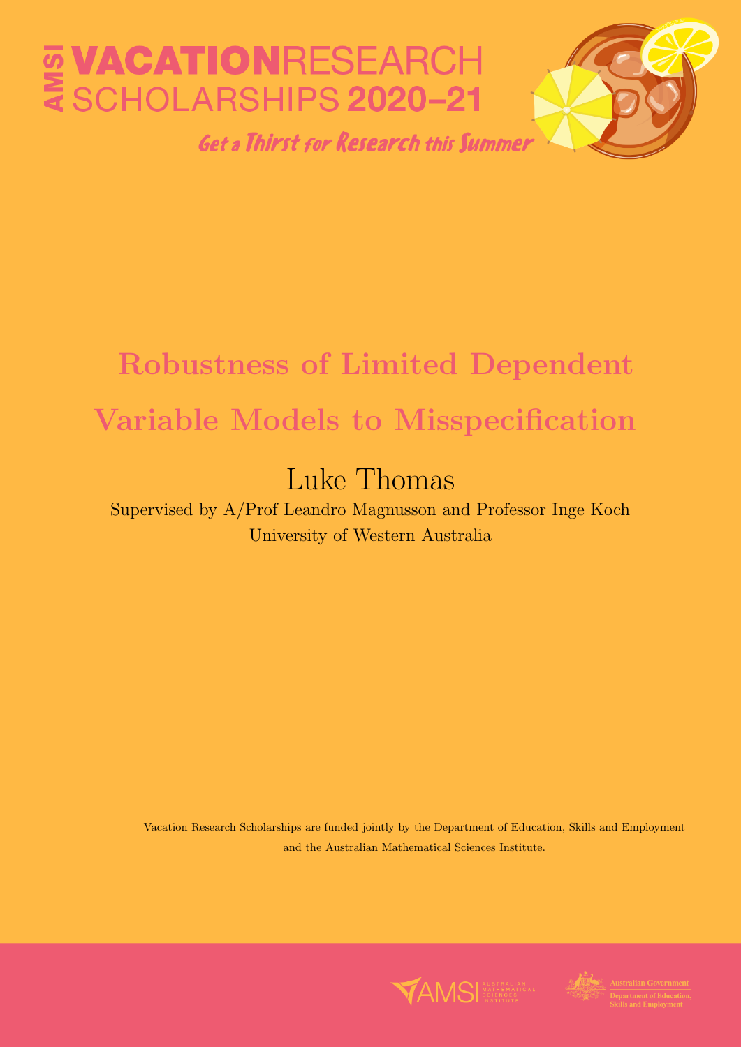AMSI VACATIONRESEARCH SCHOLARSHIPS 2020–21

*Get a Thirst for Research this Summer*

# Robustness of Limited Dependent Variable Models to Misspecification

## Luke Thomas

Supervised by A/Prof Leandro Magnusson and Professor Inge Koch

University of Western Australia

Vacation Research Scholarships are funded jointly by the Department of Education, Skills and Employment and the Australian Mathematical Sciences Institute.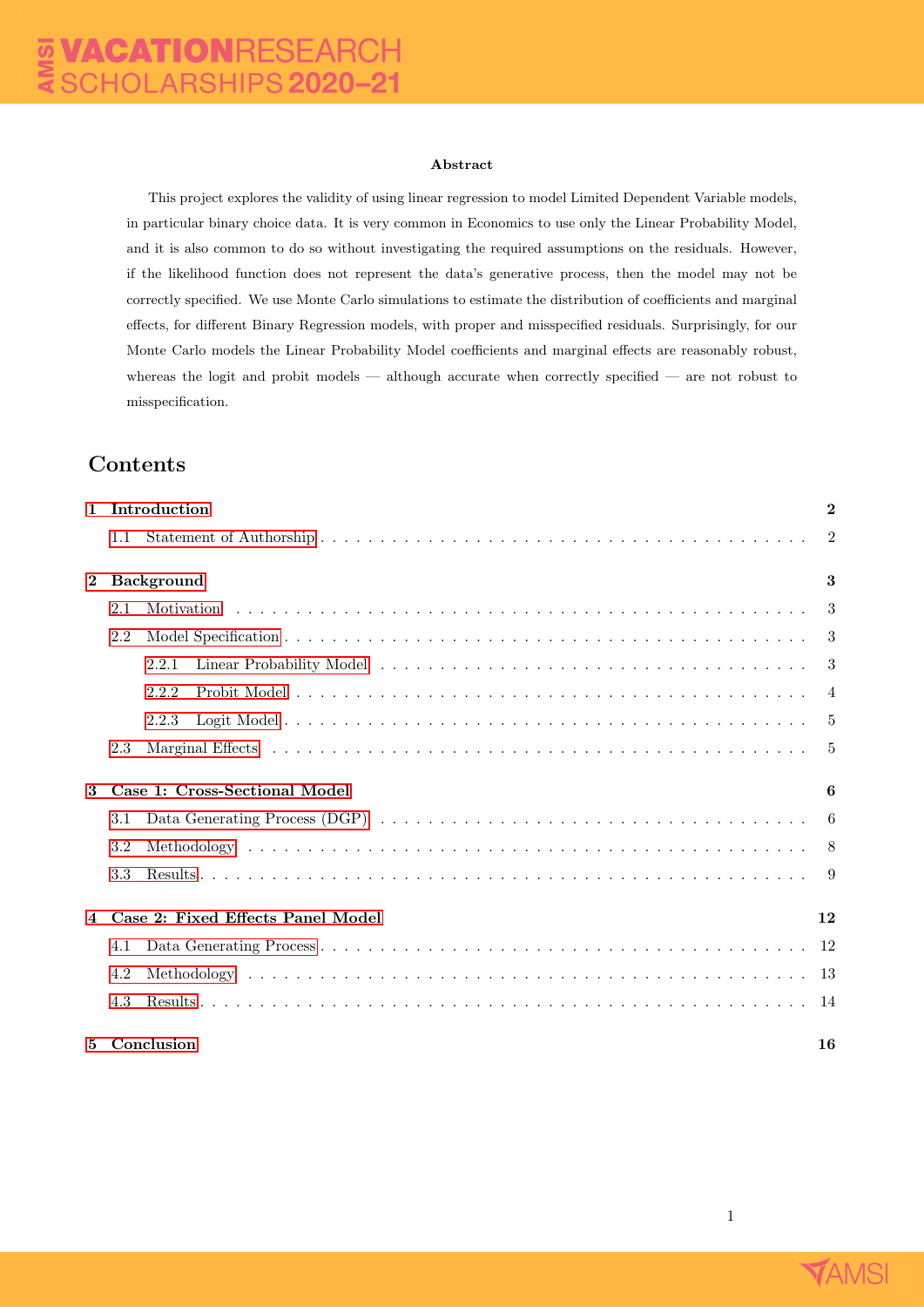**Abstract**

This project explores the validity of using linear regression to model Limited Dependent Variable models, in particular binary choice data. It is very common in Economics to use only the Linear Probability Model, and it is also common to do so without investigating the required assumptions on the residuals. However, if the likelihood function does not represent the data's generative process, then the model may not be correctly specified. We use Monte Carlo simulations to estimate the distribution of coefficients and marginal effects, for different Binary Regression models, with proper and misspecified residuals. Surprisingly, for our Monte Carlo models the Linear Probability Model coefficients and marginal effects are reasonably robust, whereas the logit and probit models — although accurate when correctly specified — are not robust to misspecification.

# Contents

- **1 Introduction** — 2
  - 1.1 Statement of Authorship — 2
- **2 Background** — 3
  - 2.1 Motivation — 3
  - 2.2 Model Specification — 3
    - 2.2.1 Linear Probability Model — 3
    - 2.2.2 Probit Model — 4
    - 2.2.3 Logit Model — 5
  - 2.3 Marginal Effects — 5
- **3 Case 1: Cross-Sectional Model** — 6
  - 3.1 Data Generating Process (DGP) — 6
  - 3.2 Methodology — 8
  - 3.3 Results — 9
- **4 Case 2: Fixed Effects Panel Model** — 12
  - 4.1 Data Generating Process — 12
  - 4.2 Methodology — 13
  - 4.3 Results — 14
- **5 Conclusion** — 16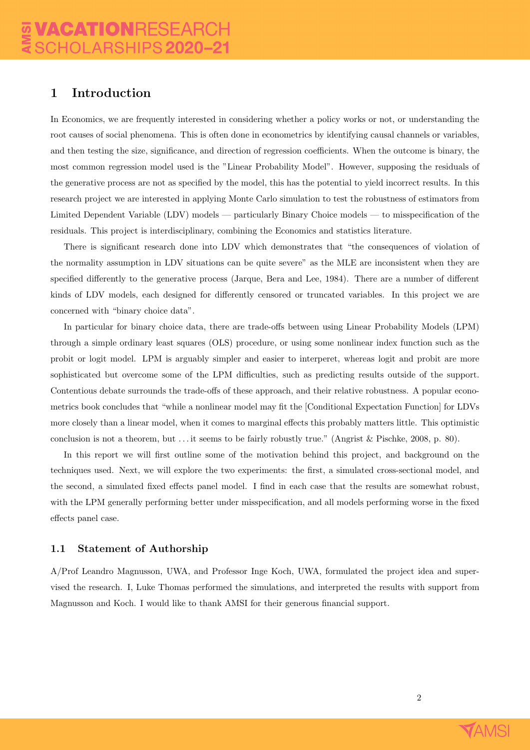# 1 Introduction

In Economics, we are frequently interested in considering whether a policy works or not, or understanding the root causes of social phenomena. This is often done in econometrics by identifying causal channels or variables, and then testing the size, significance, and direction of regression coefficients. When the outcome is binary, the most common regression model used is the "Linear Probability Model". However, supposing the residuals of the generative process are not as specified by the model, this has the potential to yield incorrect results. In this research project we are interested in applying Monte Carlo simulation to test the robustness of estimators from Limited Dependent Variable (LDV) models — particularly Binary Choice models — to misspecification of the residuals. This project is interdisciplinary, combining the Economics and statistics literature.

There is significant research done into LDV which demonstrates that "the consequences of violation of the normality assumption in LDV situations can be quite severe" as the MLE are inconsistent when they are specified differently to the generative process (Jarque, Bera and Lee, 1984). There are a number of different kinds of LDV models, each designed for differently censored or truncated variables. In this project we are concerned with "binary choice data".

In particular for binary choice data, there are trade-offs between using Linear Probability Models (LPM) through a simple ordinary least squares (OLS) procedure, or using some nonlinear index function such as the probit or logit model. LPM is arguably simpler and easier to interperet, whereas logit and probit are more sophisticated but overcome some of the LPM difficulties, such as predicting results outside of the support. Contentious debate surrounds the trade-offs of these approach, and their relative robustness. A popular econometrics book concludes that "while a nonlinear model may fit the [Conditional Expectation Function] for LDVs more closely than a linear model, when it comes to marginal effects this probably matters little. This optimistic conclusion is not a theorem, but . . . it seems to be fairly robustly true." (Angrist & Pischke, 2008, p. 80).

In this report we will first outline some of the motivation behind this project, and background on the techniques used. Next, we will explore the two experiments: the first, a simulated cross-sectional model, and the second, a simulated fixed effects panel model. I find in each case that the results are somewhat robust, with the LPM generally performing better under misspecification, and all models performing worse in the fixed effects panel case.

## 1.1 Statement of Authorship

A/Prof Leandro Magnusson, UWA, and Professor Inge Koch, UWA, formulated the project idea and supervised the research. I, Luke Thomas performed the simulations, and interpreted the results with support from Magnusson and Koch. I would like to thank AMSI for their generous financial support.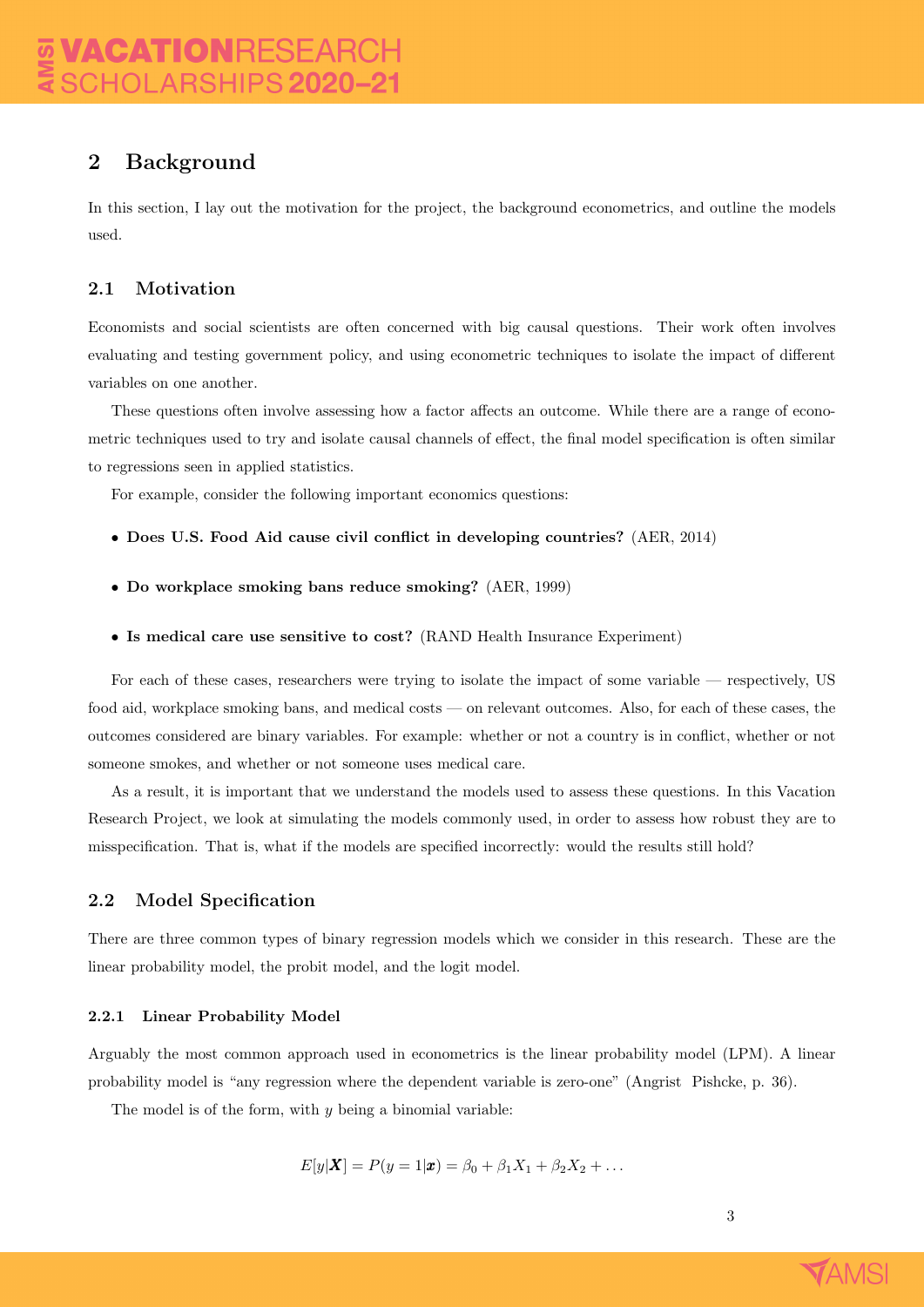## 2 Background

In this section, I lay out the motivation for the project, the background econometrics, and outline the models used.

### 2.1 Motivation

Economists and social scientists are often concerned with big causal questions. Their work often involves evaluating and testing government policy, and using econometric techniques to isolate the impact of different variables on one another.

These questions often involve assessing how a factor affects an outcome. While there are a range of econometric techniques used to try and isolate causal channels of effect, the final model specification is often similar to regressions seen in applied statistics.

For example, consider the following important economics questions:

- **Does U.S. Food Aid cause civil conflict in developing countries?** (AER, 2014)
- **Do workplace smoking bans reduce smoking?** (AER, 1999)
- **Is medical care use sensitive to cost?** (RAND Health Insurance Experiment)

For each of these cases, researchers were trying to isolate the impact of some variable — respectively, US food aid, workplace smoking bans, and medical costs — on relevant outcomes. Also, for each of these cases, the outcomes considered are binary variables. For example: whether or not a country is in conflict, whether or not someone smokes, and whether or not someone uses medical care.

As a result, it is important that we understand the models used to assess these questions. In this Vacation Research Project, we look at simulating the models commonly used, in order to assess how robust they are to misspecification. That is, what if the models are specified incorrectly: would the results still hold?

### 2.2 Model Specification

There are three common types of binary regression models which we consider in this research. These are the linear probability model, the probit model, and the logit model.

#### 2.2.1 Linear Probability Model

Arguably the most common approach used in econometrics is the linear probability model (LPM). A linear probability model is "any regression where the dependent variable is zero-one" (Angrist Pishcke, p. 36).

The model is of the form, with $y$ being a binomial variable:

$$E[y|\boldsymbol{X}] = P(y = 1|\boldsymbol{x}) = \beta_0 + \beta_1 X_1 + \beta_2 X_2 + \dots$$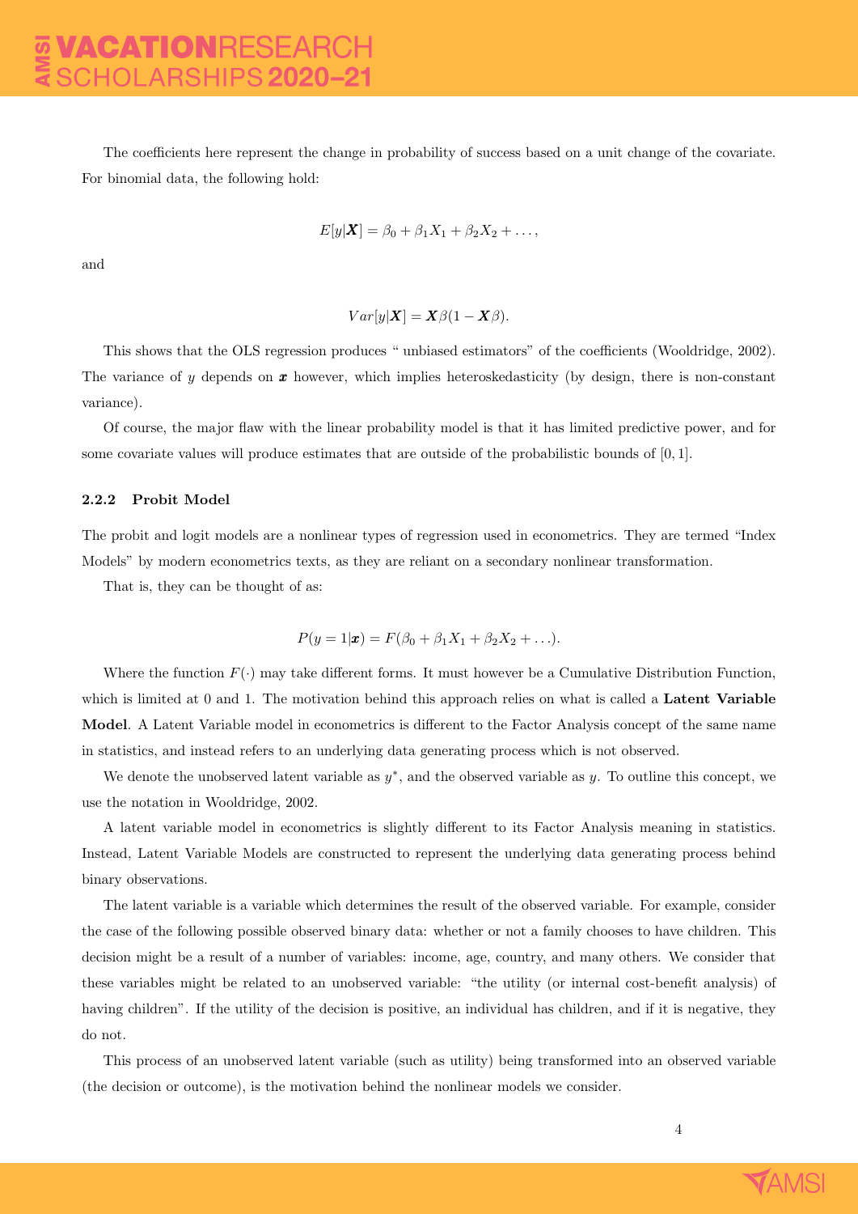The coefficients here represent the change in probability of success based on a unit change of the covariate. For binomial data, the following hold:

$$E[y|\boldsymbol{X}] = \beta_0 + \beta_1 X_1 + \beta_2 X_2 + \ldots,$$

and

$$Var[y|\boldsymbol{X}] = \boldsymbol{X}\beta(1 - \boldsymbol{X}\beta).$$

This shows that the OLS regression produces " unbiased estimators" of the coefficients (Wooldridge, 2002). The variance of $y$ depends on $\boldsymbol{x}$ however, which implies heteroskedasticity (by design, there is non-constant variance).

Of course, the major flaw with the linear probability model is that it has limited predictive power, and for some covariate values will produce estimates that are outside of the probabilistic bounds of $[0, 1]$.

### 2.2.2 Probit Model

The probit and logit models are a nonlinear types of regression used in econometrics. They are termed "Index Models" by modern econometrics texts, as they are reliant on a secondary nonlinear transformation.

That is, they can be thought of as:

$$P(y = 1|\boldsymbol{x}) = F(\beta_0 + \beta_1 X_1 + \beta_2 X_2 + \ldots).$$

Where the function $F(\cdot)$ may take different forms. It must however be a Cumulative Distribution Function, which is limited at 0 and 1. The motivation behind this approach relies on what is called a **Latent Variable Model**. A Latent Variable model in econometrics is different to the Factor Analysis concept of the same name in statistics, and instead refers to an underlying data generating process which is not observed.

We denote the unobserved latent variable as $y^*$, and the observed variable as $y$. To outline this concept, we use the notation in Wooldridge, 2002.

A latent variable model in econometrics is slightly different to its Factor Analysis meaning in statistics. Instead, Latent Variable Models are constructed to represent the underlying data generating process behind binary observations.

The latent variable is a variable which determines the result of the observed variable. For example, consider the case of the following possible observed binary data: whether or not a family chooses to have children. This decision might be a result of a number of variables: income, age, country, and many others. We consider that these variables might be related to an unobserved variable: "the utility (or internal cost-benefit analysis) of having children". If the utility of the decision is positive, an individual has children, and if it is negative, they do not.

This process of an unobserved latent variable (such as utility) being transformed into an observed variable (the decision or outcome), is the motivation behind the nonlinear models we consider.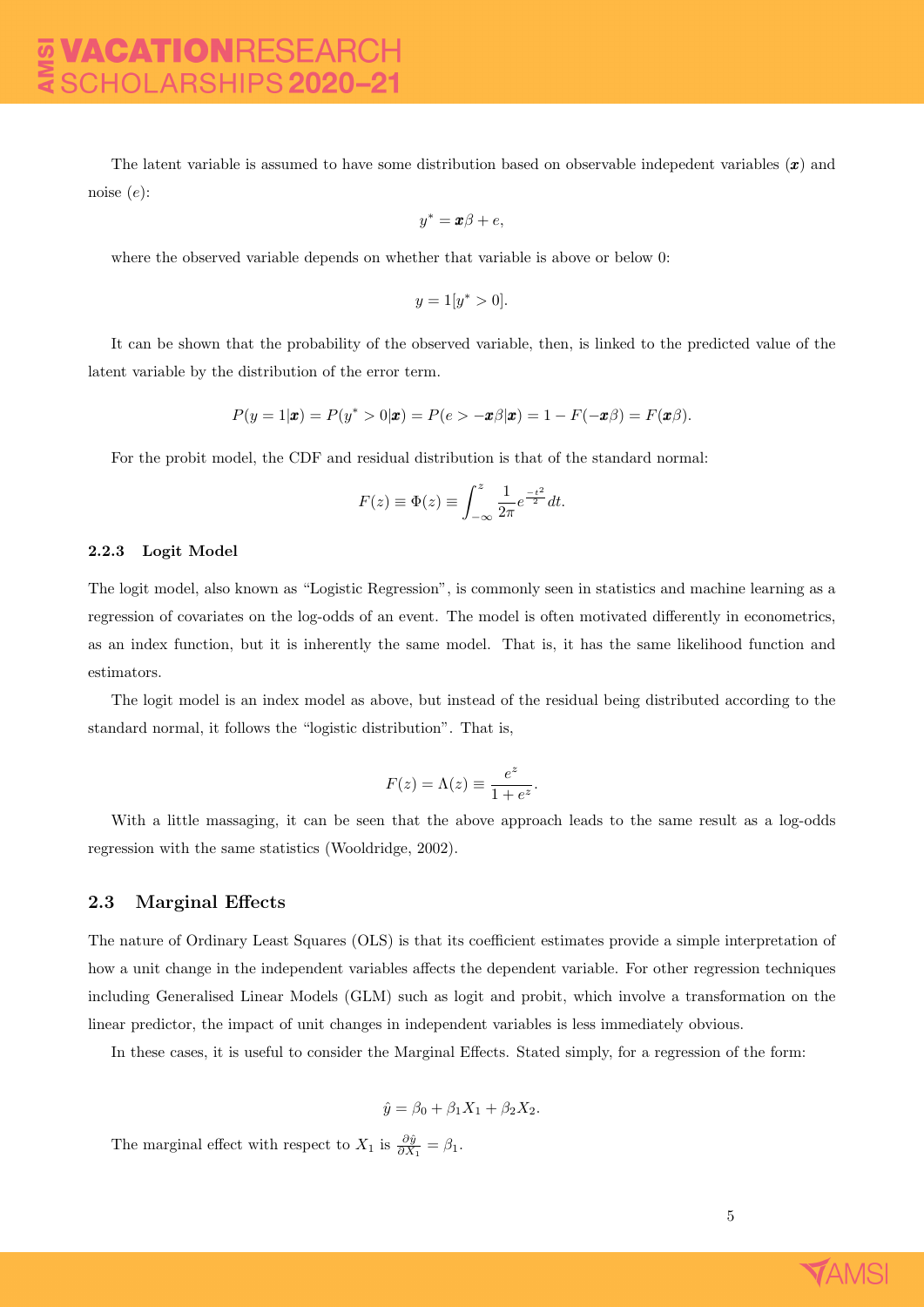The latent variable is assumed to have some distribution based on observable indepedent variables ($\boldsymbol{x}$) and noise ($e$):

$$y^* = \boldsymbol{x}\beta + e,$$

where the observed variable depends on whether that variable is above or below 0:

$$y = 1[y^* > 0].$$

It can be shown that the probability of the observed variable, then, is linked to the predicted value of the latent variable by the distribution of the error term.

$$P(y = 1|\boldsymbol{x}) = P(y^* > 0|\boldsymbol{x}) = P(e > -\boldsymbol{x}\beta|\boldsymbol{x}) = 1 - F(-\boldsymbol{x}\beta) = F(\boldsymbol{x}\beta).$$

For the probit model, the CDF and residual distribution is that of the standard normal:

$$F(z) \equiv \Phi(z) \equiv \int_{-\infty}^{z} \frac{1}{2\pi} e^{\frac{-t^2}{2}} dt.$$

#### 2.2.3 Logit Model

The logit model, also known as "Logistic Regression", is commonly seen in statistics and machine learning as a regression of covariates on the log-odds of an event. The model is often motivated differently in econometrics, as an index function, but it is inherently the same model. That is, it has the same likelihood function and estimators.

The logit model is an index model as above, but instead of the residual being distributed according to the standard normal, it follows the "logistic distribution". That is,

$$F(z) = \Lambda(z) \equiv \frac{e^z}{1 + e^z}.$$

With a little massaging, it can be seen that the above approach leads to the same result as a log-odds regression with the same statistics (Wooldridge, 2002).

### 2.3 Marginal Effects

The nature of Ordinary Least Squares (OLS) is that its coefficient estimates provide a simple interpretation of how a unit change in the independent variables affects the dependent variable. For other regression techniques including Generalised Linear Models (GLM) such as logit and probit, which involve a transformation on the linear predictor, the impact of unit changes in independent variables is less immediately obvious.

In these cases, it is useful to consider the Marginal Effects. Stated simply, for a regression of the form:

$$\hat{y} = \beta_0 + \beta_1 X_1 + \beta_2 X_2.$$

The marginal effect with respect to $X_1$ is $\frac{\partial \hat{y}}{\partial X_1} = \beta_1$.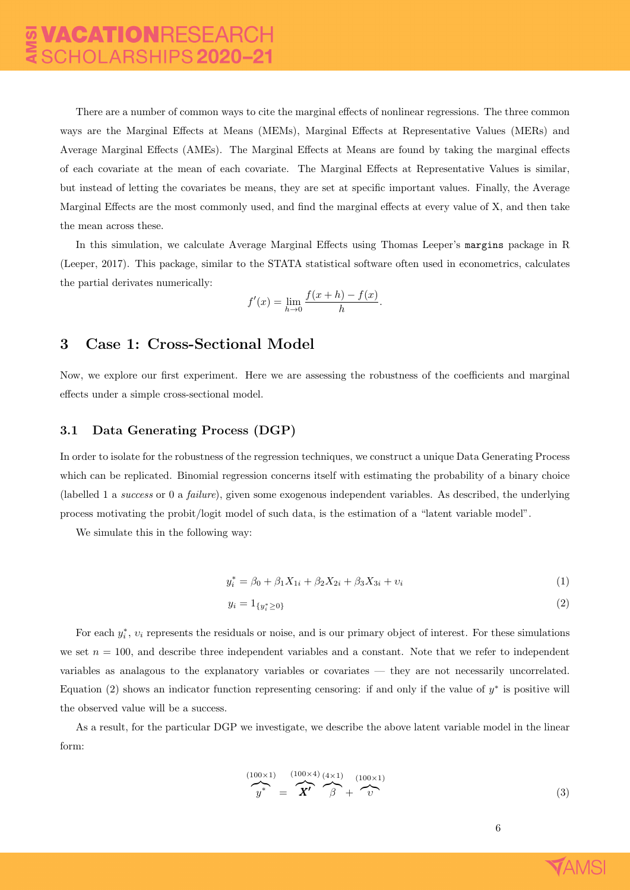There are a number of common ways to cite the marginal effects of nonlinear regressions. The three common ways are the Marginal Effects at Means (MEMs), Marginal Effects at Representative Values (MERs) and Average Marginal Effects (AMEs). The Marginal Effects at Means are found by taking the marginal effects of each covariate at the mean of each covariate. The Marginal Effects at Representative Values is similar, but instead of letting the covariates be means, they are set at specific important values. Finally, the Average Marginal Effects are the most commonly used, and find the marginal effects at every value of X, and then take the mean across these.

In this simulation, we calculate Average Marginal Effects using Thomas Leeper's `margins` package in R (Leeper, 2017). This package, similar to the STATA statistical software often used in econometrics, calculates the partial derivates numerically:

$$f'(x) = \lim_{h \to 0} \frac{f(x+h) - f(x)}{h}.$$

## 3 Case 1: Cross-Sectional Model

Now, we explore our first experiment. Here we are assessing the robustness of the coefficients and marginal effects under a simple cross-sectional model.

### 3.1 Data Generating Process (DGP)

In order to isolate for the robustness of the regression techniques, we construct a unique Data Generating Process which can be replicated. Binomial regression concerns itself with estimating the probability of a binary choice (labelled 1 a *success* or 0 a *failure*), given some exogenous independent variables. As described, the underlying process motivating the probit/logit model of such data, is the estimation of a "latent variable model".

We simulate this in the following way:

$$y_i^* = \beta_0 + \beta_1 X_{1i} + \beta_2 X_{2i} + \beta_3 X_{3i} + \upsilon_i \tag{1}$$

$$y_i = 1_{\{y_i^* \geq 0\}} \tag{2}$$

For each $y_i^*$, $\upsilon_i$ represents the residuals or noise, and is our primary object of interest. For these simulations we set $n = 100$, and describe three independent variables and a constant. Note that we refer to independent variables as analagous to the explanatory variables or covariates — they are not necessarily uncorrelated. Equation (2) shows an indicator function representing censoring: if and only if the value of $y^*$ is positive will the observed value will be a success.

As a result, for the particular DGP we investigate, we describe the above latent variable model in the linear form:

$$\overbrace{y^*}^{(100\times1)} = \overbrace{\boldsymbol{X'}}^{(100\times4)} \overbrace{\beta}^{(4\times1)} + \overbrace{\upsilon}^{(100\times1)} \tag{3}$$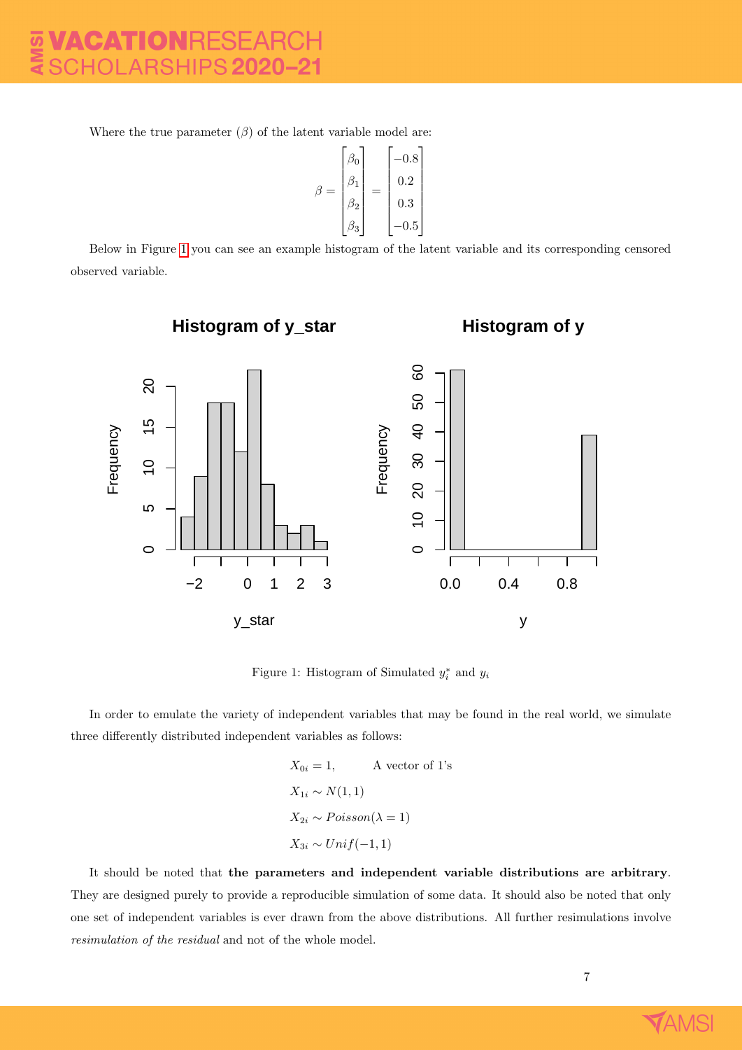Where the true parameter ($\beta$) of the latent variable model are:

$$\beta = \begin{bmatrix} \beta_0 \\ \beta_1 \\ \beta_2 \\ \beta_3 \end{bmatrix} = \begin{bmatrix} -0.8 \\ 0.2 \\ 0.3 \\ -0.5 \end{bmatrix}$$

Below in Figure 1 you can see an example histogram of the latent variable and its corresponding censored observed variable.

Figure 1: Histogram of Simulated $y_i^*$ and $y_i$

In order to emulate the variety of independent variables that may be found in the real world, we simulate three differently distributed independent variables as follows:

$$X_{0i} = 1, \qquad \text{A vector of 1's}$$
$$X_{1i} \sim N(1,1)$$
$$X_{2i} \sim Poisson(\lambda = 1)$$
$$X_{3i} \sim Unif(-1,1)$$

It should be noted that **the parameters and independent variable distributions are arbitrary**. They are designed purely to provide a reproducible simulation of some data. It should also be noted that only one set of independent variables is ever drawn from the above distributions. All further resimulations involve *resimulation of the residual* and not of the whole model.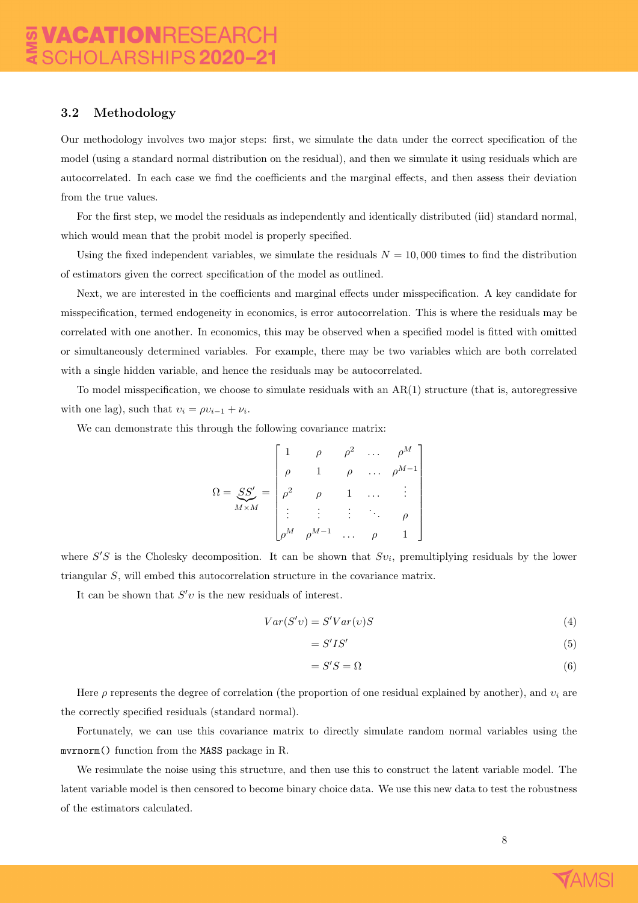### 3.2 Methodology

Our methodology involves two major steps: first, we simulate the data under the correct specification of the model (using a standard normal distribution on the residual), and then we simulate it using residuals which are autocorrelated. In each case we find the coefficients and the marginal effects, and then assess their deviation from the true values.

For the first step, we model the residuals as independently and identically distributed (iid) standard normal, which would mean that the probit model is properly specified.

Using the fixed independent variables, we simulate the residuals $N = 10,000$ times to find the distribution of estimators given the correct specification of the model as outlined.

Next, we are interested in the coefficients and marginal effects under misspecification. A key candidate for misspecification, termed endogeneity in economics, is error autocorrelation. This is where the residuals may be correlated with one another. In economics, this may be observed when a specified model is fitted with omitted or simultaneously determined variables. For example, there may be two variables which are both correlated with a single hidden variable, and hence the residuals may be autocorrelated.

To model misspecification, we choose to simulate residuals with an AR(1) structure (that is, autoregressive with one lag), such that $\upsilon_i = \rho\upsilon_{i-1} + \nu_i$.

We can demonstrate this through the following covariance matrix:

$$\Omega = \underbrace{SS'}_{M\times M} = \begin{bmatrix} 1 & \rho & \rho^2 & \dots & \rho^M \\ \rho & 1 & \rho & \dots & \rho^{M-1} \\ \rho^2 & \rho & 1 & \dots & \vdots \\ \vdots & \vdots & \vdots & \ddots & \rho \\ \rho^M & \rho^{M-1} & \dots & \rho & 1 \end{bmatrix}$$

where $S'S$ is the Cholesky decomposition. It can be shown that $S\upsilon_i$, premultiplying residuals by the lower triangular $S$, will embed this autocorrelation structure in the covariance matrix.

It can be shown that $S'\upsilon$ is the new residuals of interest.

$$Var(S'\upsilon) = S'Var(\upsilon)S \tag{4}$$

$$= S'IS' \tag{5}$$

$$= S'S = \Omega \tag{6}$$

Here $\rho$ represents the degree of correlation (the proportion of one residual explained by another), and $\upsilon_i$ are the correctly specified residuals (standard normal).

Fortunately, we can use this covariance matrix to directly simulate random normal variables using the `mvrnorm()` function from the `MASS` package in R.

We resimulate the noise using this structure, and then use this to construct the latent variable model. The latent variable model is then censored to become binary choice data. We use this new data to test the robustness of the estimators calculated.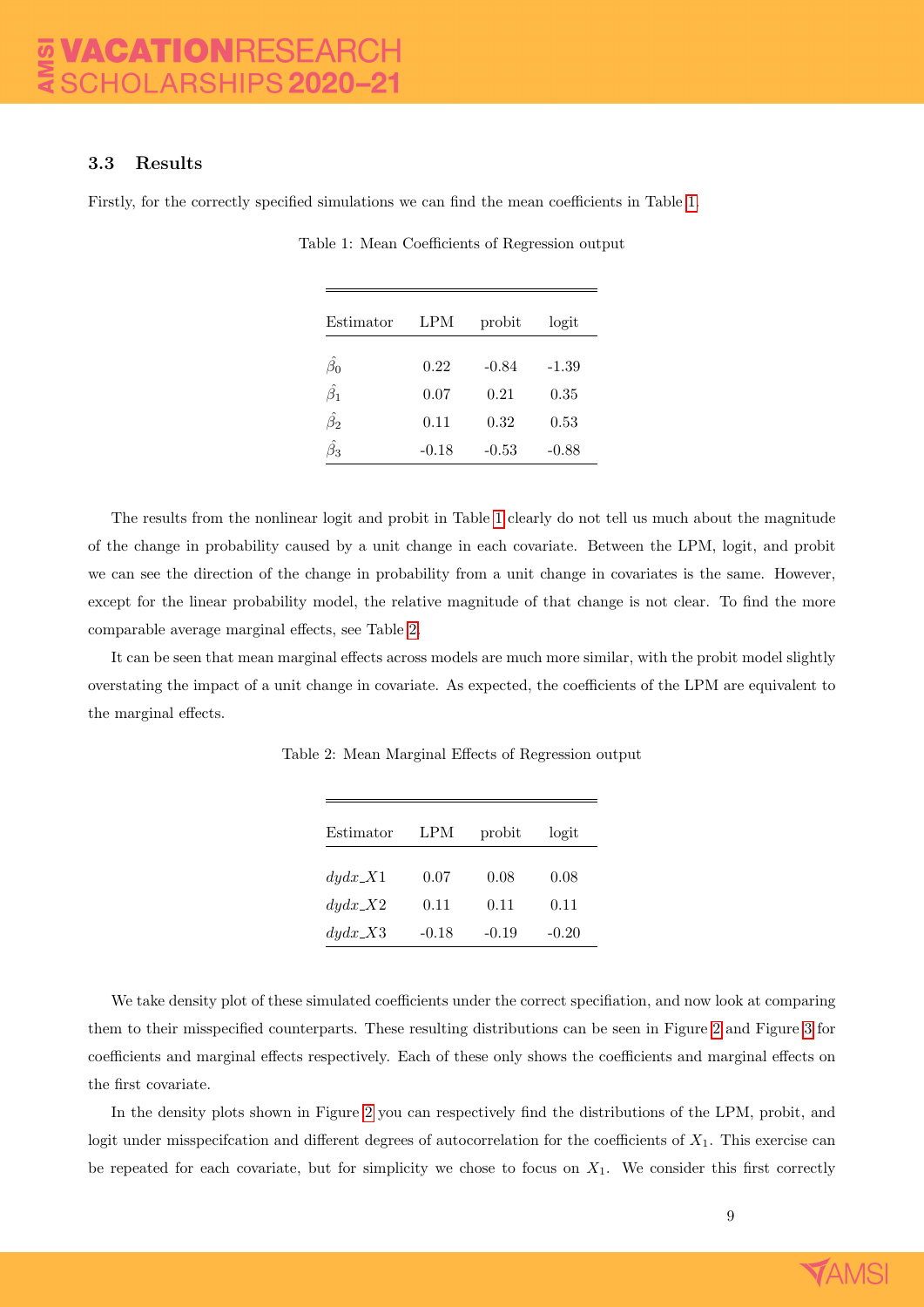### 3.3 Results

Firstly, for the correctly specified simulations we can find the mean coefficients in Table 1.

Table 1: Mean Coefficients of Regression output

| Estimator | LPM | probit | logit |
|---|---|---|---|
| $\hat{\beta}_0$ | 0.22 | -0.84 | -1.39 |
| $\hat{\beta}_1$ | 0.07 | 0.21 | 0.35 |
| $\hat{\beta}_2$ | 0.11 | 0.32 | 0.53 |
| $\hat{\beta}_3$ | -0.18 | -0.53 | -0.88 |

The results from the nonlinear logit and probit in Table 1 clearly do not tell us much about the magnitude of the change in probability caused by a unit change in each covariate. Between the LPM, logit, and probit we can see the direction of the change in probability from a unit change in covariates is the same. However, except for the linear probability model, the relative magnitude of that change is not clear. To find the more comparable average marginal effects, see Table 2.

It can be seen that mean marginal effects across models are much more similar, with the probit model slightly overstating the impact of a unit change in covariate. As expected, the coefficients of the LPM are equivalent to the marginal effects.

Table 2: Mean Marginal Effects of Regression output

| Estimator | LPM | probit | logit |
|---|---|---|---|
| $dydx\_X1$ | 0.07 | 0.08 | 0.08 |
| $dydx\_X2$ | 0.11 | 0.11 | 0.11 |
| $dydx\_X3$ | -0.18 | -0.19 | -0.20 |

We take density plot of these simulated coefficients under the correct specifiation, and now look at comparing them to their misspecified counterparts. These resulting distributions can be seen in Figure 2 and Figure 3 for coefficients and marginal effects respectively. Each of these only shows the coefficients and marginal effects on the first covariate.

In the density plots shown in Figure 2 you can respectively find the distributions of the LPM, probit, and logit under misspecifcation and different degrees of autocorrelation for the coefficients of $X_1$. This exercise can be repeated for each covariate, but for simplicity we chose to focus on $X_1$. We consider this first correctly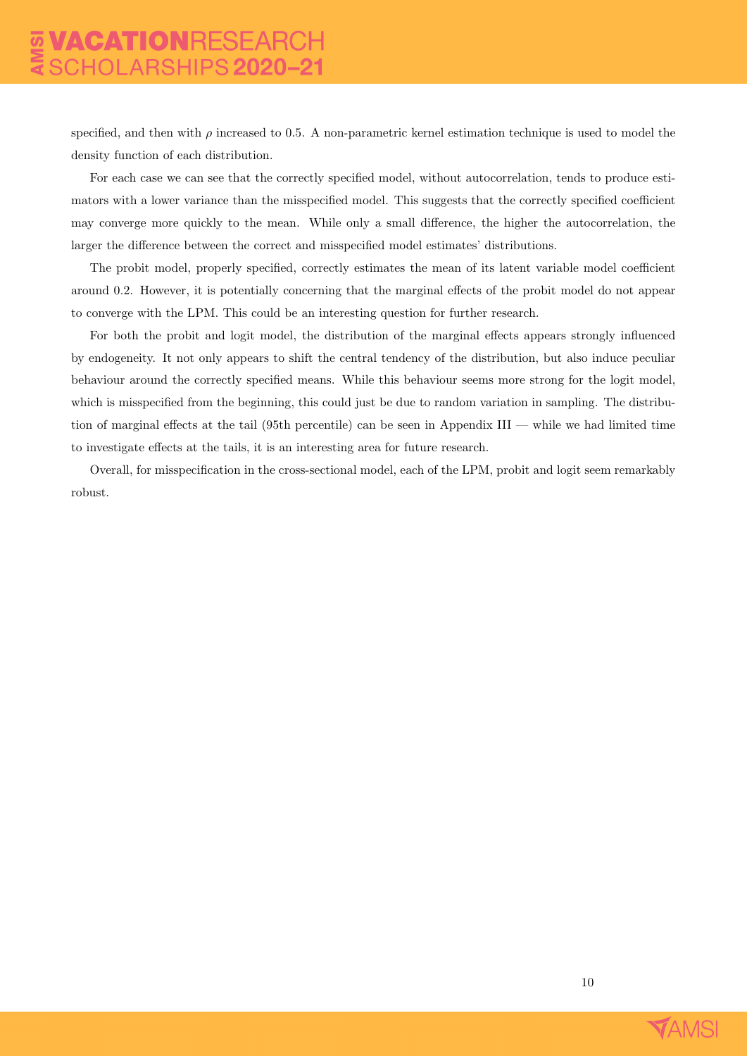specified, and then with $\rho$ increased to 0.5. A non-parametric kernel estimation technique is used to model the density function of each distribution.

For each case we can see that the correctly specified model, without autocorrelation, tends to produce estimators with a lower variance than the misspecified model. This suggests that the correctly specified coefficient may converge more quickly to the mean. While only a small difference, the higher the autocorrelation, the larger the difference between the correct and misspecified model estimates' distributions.

The probit model, properly specified, correctly estimates the mean of its latent variable model coefficient around 0.2. However, it is potentially concerning that the marginal effects of the probit model do not appear to converge with the LPM. This could be an interesting question for further research.

For both the probit and logit model, the distribution of the marginal effects appears strongly influenced by endogeneity. It not only appears to shift the central tendency of the distribution, but also induce peculiar behaviour around the correctly specified means. While this behaviour seems more strong for the logit model, which is misspecified from the beginning, this could just be due to random variation in sampling. The distribution of marginal effects at the tail (95th percentile) can be seen in Appendix III — while we had limited time to investigate effects at the tails, it is an interesting area for future research.

Overall, for misspecification in the cross-sectional model, each of the LPM, probit and logit seem remarkably robust.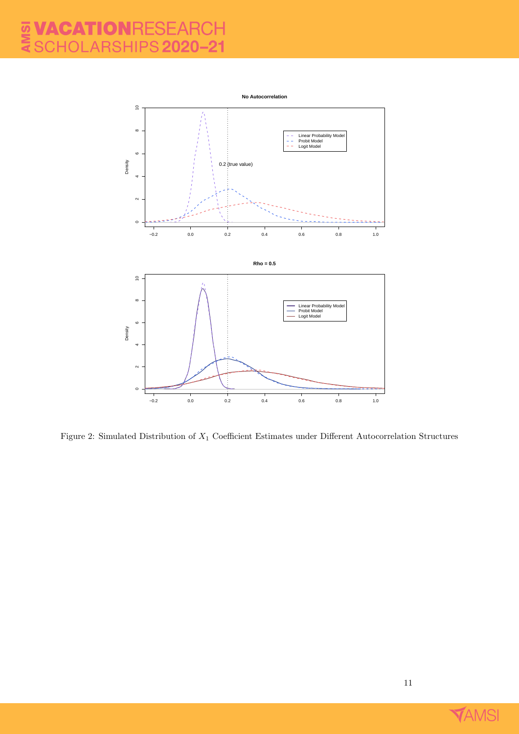Figure 2: Simulated Distribution of $X_1$ Coefficient Estimates under Different Autocorrelation Structures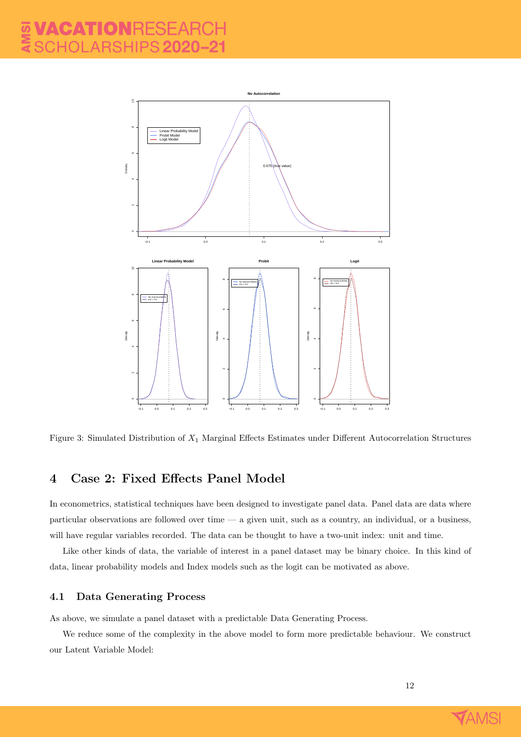Figure 3: Simulated Distribution of $X_1$ Marginal Effects Estimates under Different Autocorrelation Structures

## 4 Case 2: Fixed Effects Panel Model

In econometrics, statistical techniques have been designed to investigate panel data. Panel data are data where particular observations are followed over time — a given unit, such as a country, an individual, or a business, will have regular variables recorded. The data can be thought to have a two-unit index: unit and time.

Like other kinds of data, the variable of interest in a panel dataset may be binary choice. In this kind of data, linear probability models and Index models such as the logit can be motivated as above.

### 4.1 Data Generating Process

As above, we simulate a panel dataset with a predictable Data Generating Process.

We reduce some of the complexity in the above model to form more predictable behaviour. We construct our Latent Variable Model: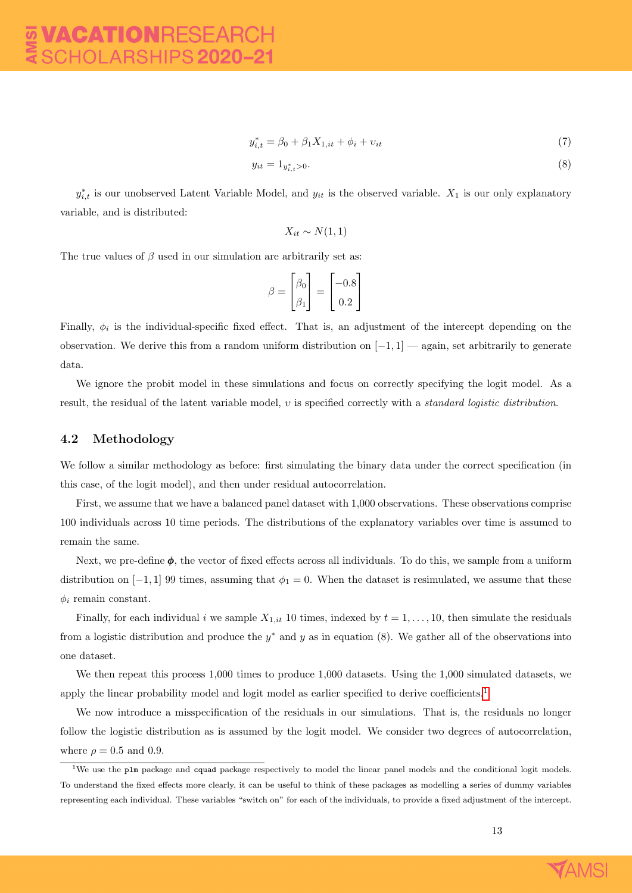$$y^*_{i,t} = \beta_0 + \beta_1 X_{1,it} + \phi_i + \upsilon_{it} \tag{7}$$

$$y_{it} = 1_{y^*_{i,t}>0}. \tag{8}$$

$y^*_{i,t}$ is our unobserved Latent Variable Model, and $y_{it}$ is the observed variable. $X_1$ is our only explanatory variable, and is distributed:

$$X_{it} \sim N(1, 1)$$

The true values of $\beta$ used in our simulation are arbitrarily set as:

$$\beta = \begin{bmatrix} \beta_0 \\ \beta_1 \end{bmatrix} = \begin{bmatrix} -0.8 \\ 0.2 \end{bmatrix}$$

Finally, $\phi_i$ is the individual-specific fixed effect. That is, an adjustment of the intercept depending on the observation. We derive this from a random uniform distribution on $[-1, 1]$ — again, set arbitrarily to generate data.

We ignore the probit model in these simulations and focus on correctly specifying the logit model. As a result, the residual of the latent variable model, $\upsilon$ is specified correctly with a *standard logistic distribution.*

### 4.2 Methodology

We follow a similar methodology as before: first simulating the binary data under the correct specification (in this case, of the logit model), and then under residual autocorrelation.

First, we assume that we have a balanced panel dataset with 1,000 observations. These observations comprise 100 individuals across 10 time periods. The distributions of the explanatory variables over time is assumed to remain the same.

Next, we pre-define $\boldsymbol{\phi}$, the vector of fixed effects across all individuals. To do this, we sample from a uniform distribution on $[-1, 1]$ 99 times, assuming that $\phi_1 = 0$. When the dataset is resimulated, we assume that these $\phi_i$ remain constant.

Finally, for each individual $i$ we sample $X_{1,it}$ 10 times, indexed by $t = 1, \ldots, 10$, then simulate the residuals from a logistic distribution and produce the $y^*$ and $y$ as in equation (8). We gather all of the observations into one dataset.

We then repeat this process 1,000 times to produce 1,000 datasets. Using the 1,000 simulated datasets, we apply the linear probability model and logit model as earlier specified to derive coefficients.[1]

We now introduce a misspecification of the residuals in our simulations. That is, the residuals no longer follow the logistic distribution as is assumed by the logit model. We consider two degrees of autocorrelation, where $\rho = 0.5$ and 0.9.

[1] We use the `plm` package and `cquad` package respectively to model the linear panel models and the conditional logit models. To understand the fixed effects more clearly, it can be useful to think of these packages as modelling a series of dummy variables representing each individual. These variables "switch on" for each of the individuals, to provide a fixed adjustment of the intercept.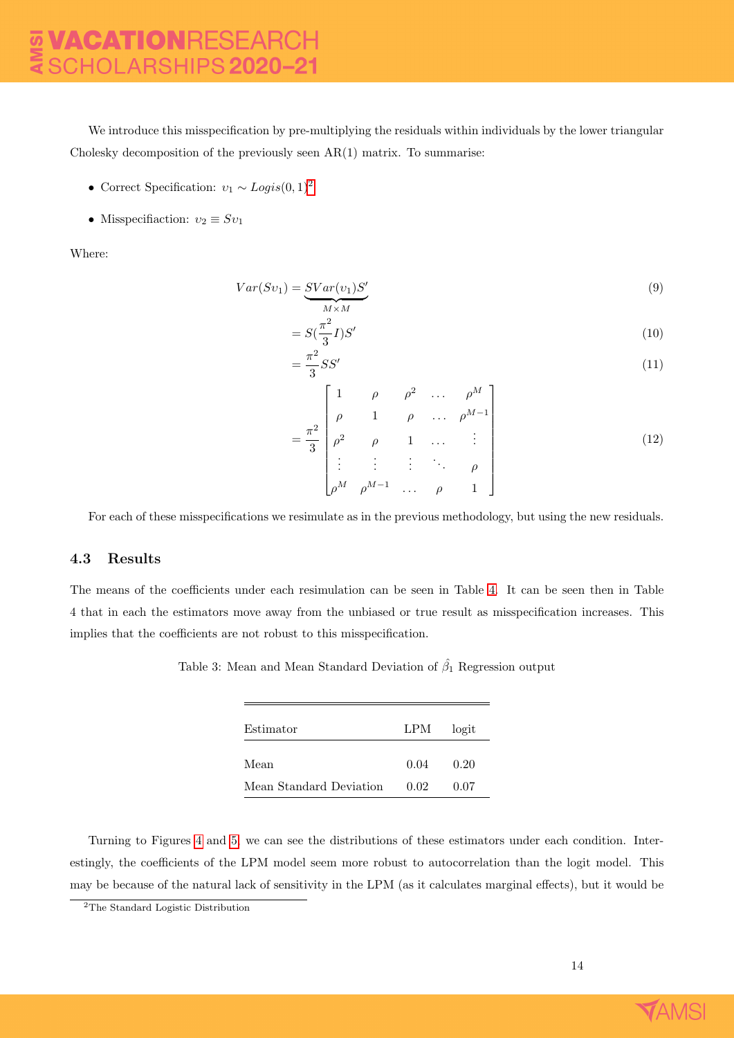We introduce this misspecification by pre-multiplying the residuals within individuals by the lower triangular Cholesky decomposition of the previously seen AR(1) matrix. To summarise:

- Correct Specification: $\upsilon_1 \sim Logis(0,1)$[2]
- Misspecifiaction: $\upsilon_2 \equiv S\upsilon_1$

Where:

$$Var(S\upsilon_1) = \underbrace{SVar(\upsilon_1)S'}_{M\times M} \tag{9}$$

$$= S(\frac{\pi^2}{3}I)S' \tag{10}$$

$$= \frac{\pi^2}{3}SS' \tag{11}$$

$$= \frac{\pi^2}{3}\begin{bmatrix} 1 & \rho & \rho^2 & \dots & \rho^M \\ \rho & 1 & \rho & \dots & \rho^{M-1} \\ \rho^2 & \rho & 1 & \dots & \vdots \\ \vdots & \vdots & \vdots & \ddots & \rho \\ \rho^M & \rho^{M-1} & \dots & \rho & 1 \end{bmatrix} \tag{12}$$

For each of these misspecifications we resimulate as in the previous methodology, but using the new residuals.

### 4.3 Results

The means of the coefficients under each resimulation can be seen in Table 4. It can be seen then in Table 4 that in each the estimators move away from the unbiased or true result as misspecification increases. This implies that the coefficients are not robust to this misspecification.

Table 3: Mean and Mean Standard Deviation of $\hat{\beta}_1$ Regression output

| Estimator | LPM | logit |
|---|---|---|
| Mean | 0.04 | 0.20 |
| Mean Standard Deviation | 0.02 | 0.07 |

Turning to Figures 4 and 5, we can see the distributions of these estimators under each condition. Interestingly, the coefficients of the LPM model seem more robust to autocorrelation than the logit model. This may be because of the natural lack of sensitivity in the LPM (as it calculates marginal effects), but it would be

[2]The Standard Logistic Distribution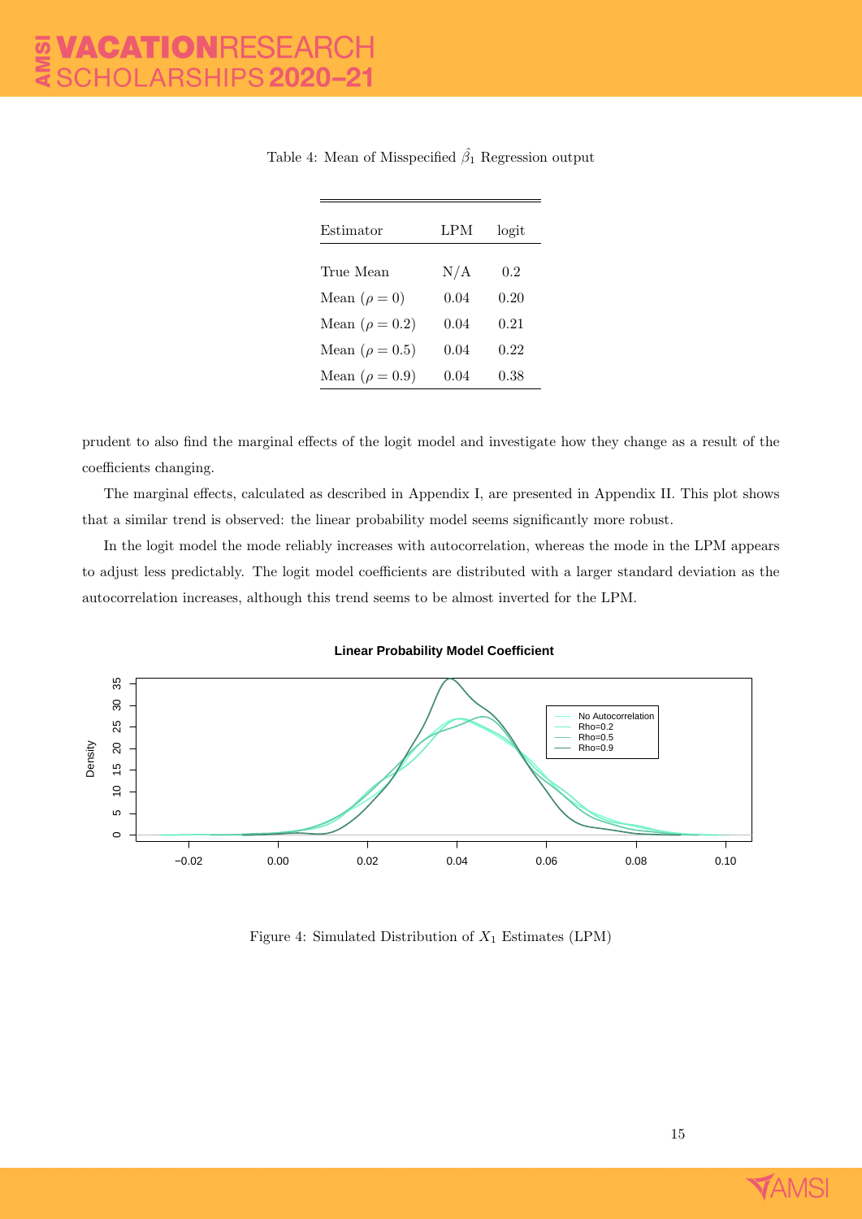Table 4: Mean of Misspecified $\hat{\beta}_1$ Regression output

| Estimator | LPM | logit |
|---|---|---|
| True Mean | N/A | 0.2 |
| Mean ($\rho = 0$) | 0.04 | 0.20 |
| Mean ($\rho = 0.2$) | 0.04 | 0.21 |
| Mean ($\rho = 0.5$) | 0.04 | 0.22 |
| Mean ($\rho = 0.9$) | 0.04 | 0.38 |

prudent to also find the marginal effects of the logit model and investigate how they change as a result of the coefficients changing.

The marginal effects, calculated as described in Appendix I, are presented in Appendix II. This plot shows that a similar trend is observed: the linear probability model seems significantly more robust.

In the logit model the mode reliably increases with autocorrelation, whereas the mode in the LPM appears to adjust less predictably. The logit model coefficients are distributed with a larger standard deviation as the autocorrelation increases, although this trend seems to be almost inverted for the LPM.

Figure 4: Simulated Distribution of $X_1$ Estimates (LPM)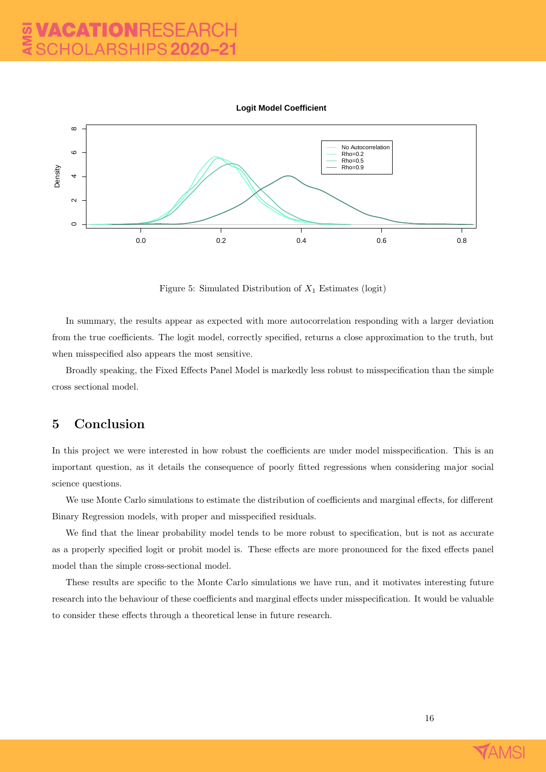Figure 5: Simulated Distribution of $X_1$ Estimates (logit)

In summary, the results appear as expected with more autocorrelation responding with a larger deviation from the true coefficients. The logit model, correctly specified, returns a close approximation to the truth, but when misspecified also appears the most sensitive.

Broadly speaking, the Fixed Effects Panel Model is markedly less robust to misspecification than the simple cross sectional model.

## 5 Conclusion

In this project we were interested in how robust the coefficients are under model misspecification. This is an important question, as it details the consequence of poorly fitted regressions when considering major social science questions.

We use Monte Carlo simulations to estimate the distribution of coefficients and marginal effects, for different Binary Regression models, with proper and misspecified residuals.

We find that the linear probability model tends to be more robust to specification, but is not as accurate as a properly specified logit or probit model is. These effects are more pronounced for the fixed effects panel model than the simple cross-sectional model.

These results are specific to the Monte Carlo simulations we have run, and it motivates interesting future research into the behaviour of these coefficients and marginal effects under misspecification. It would be valuable to consider these effects through a theoretical lense in future research.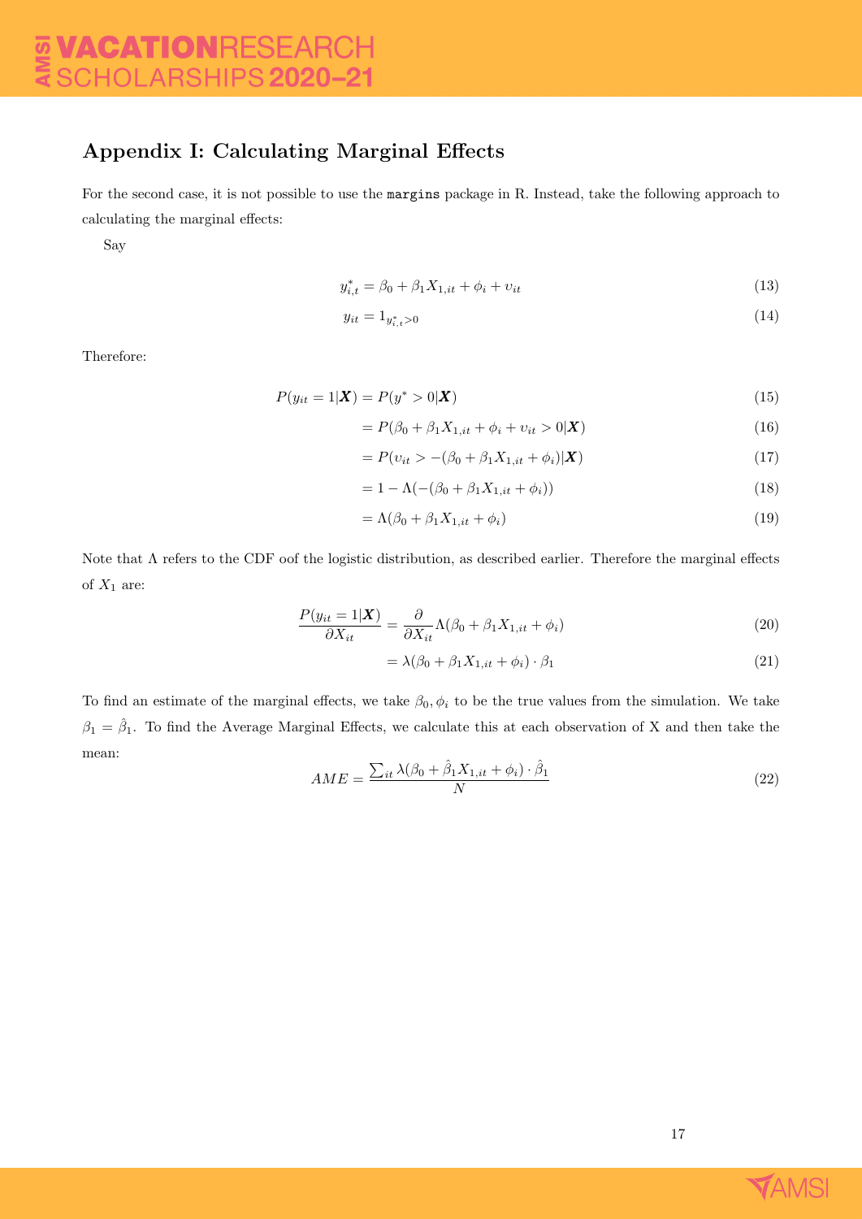## Appendix I: Calculating Marginal Effects

For the second case, it is not possible to use the `margins` package in R. Instead, take the following approach to calculating the marginal effects:

Say

$$y^*_{i,t} = \beta_0 + \beta_1 X_{1,it} + \phi_i + \upsilon_{it} \tag{13}$$

$$y_{it} = 1_{y^*_{i,t}>0} \tag{14}$$

Therefore:

$$
\begin{aligned}
P(y_{it} = 1|\boldsymbol{X}) &= P(y^* > 0|\boldsymbol{X}) & (15)\\
&= P(\beta_0 + \beta_1 X_{1,it} + \phi_i + \upsilon_{it} > 0|\boldsymbol{X}) & (16)\\
&= P(\upsilon_{it} > -(\beta_0 + \beta_1 X_{1,it} + \phi_i)|\boldsymbol{X}) & (17)\\
&= 1 - \Lambda(-(\beta_0 + \beta_1 X_{1,it} + \phi_i)) & (18)\\
&= \Lambda(\beta_0 + \beta_1 X_{1,it} + \phi_i) & (19)
\end{aligned}
$$

Note that $\Lambda$ refers to the CDF oof the logistic distribution, as described earlier. Therefore the marginal effects of $X_1$ are:

$$
\begin{aligned}
\frac{P(y_{it} = 1|\boldsymbol{X})}{\partial X_{it}} &= \frac{\partial}{\partial X_{it}} \Lambda(\beta_0 + \beta_1 X_{1,it} + \phi_i) & (20)\\
&= \lambda(\beta_0 + \beta_1 X_{1,it} + \phi_i) \cdot \beta_1 & (21)
\end{aligned}
$$

To find an estimate of the marginal effects, we take $\beta_0, \phi_i$ to be the true values from the simulation. We take $\beta_1 = \hat{\beta}_1$. To find the Average Marginal Effects, we calculate this at each observation of X and then take the mean:

$$AME = \frac{\sum_{it} \lambda(\beta_0 + \hat{\beta}_1 X_{1,it} + \phi_i) \cdot \hat{\beta}_1}{N} \tag{22}$$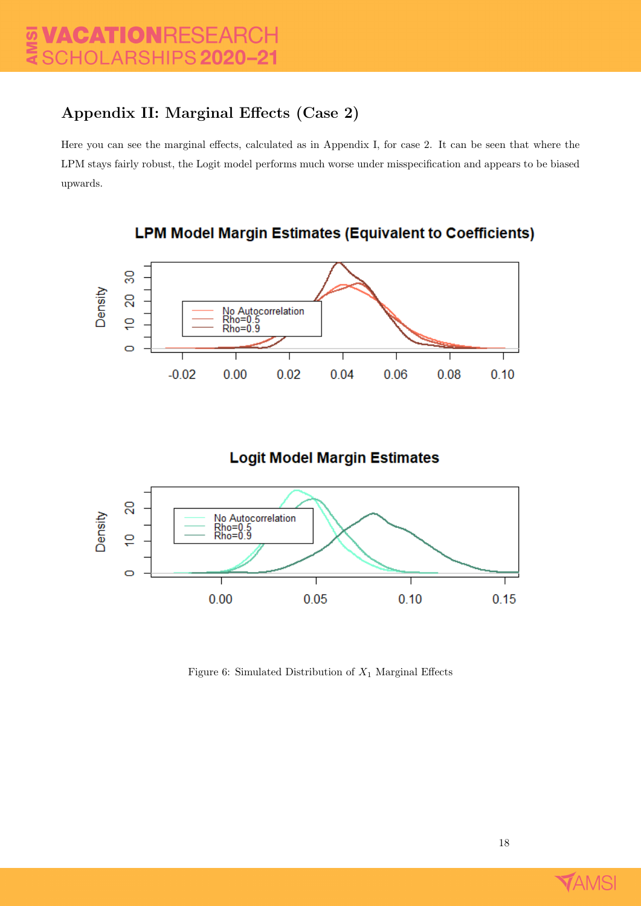## Appendix II: Marginal Effects (Case 2)

Here you can see the marginal effects, calculated as in Appendix I, for case 2. It can be seen that where the LPM stays fairly robust, the Logit model performs much worse under misspecification and appears to be biased upwards.

Figure 6: Simulated Distribution of $X_1$ Marginal Effects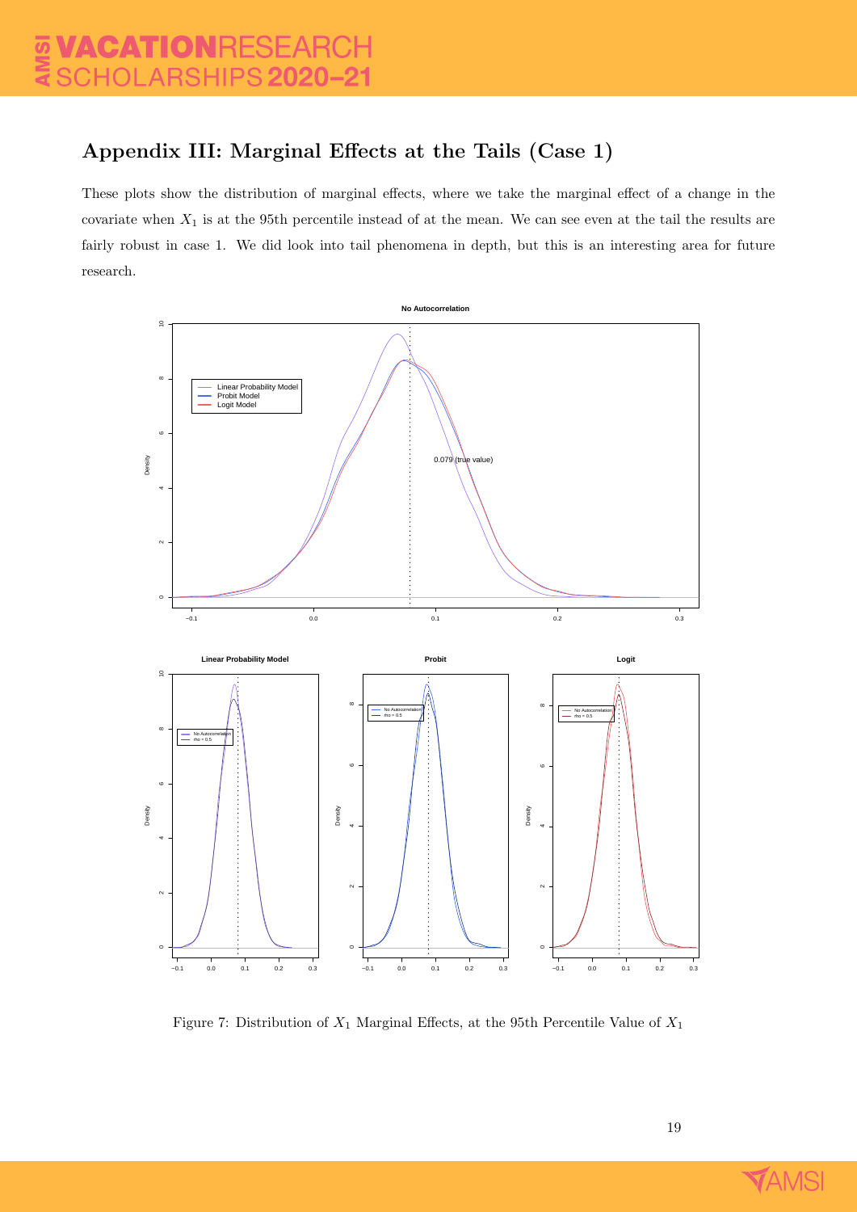## Appendix III: Marginal Effects at the Tails (Case 1)

These plots show the distribution of marginal effects, where we take the marginal effect of a change in the covariate when $X_1$ is at the 95th percentile instead of at the mean. We can see even at the tail the results are fairly robust in case 1. We did look into tail phenomena in depth, but this is an interesting area for future research.

Figure 7: Distribution of $X_1$ Marginal Effects, at the 95th Percentile Value of $X_1$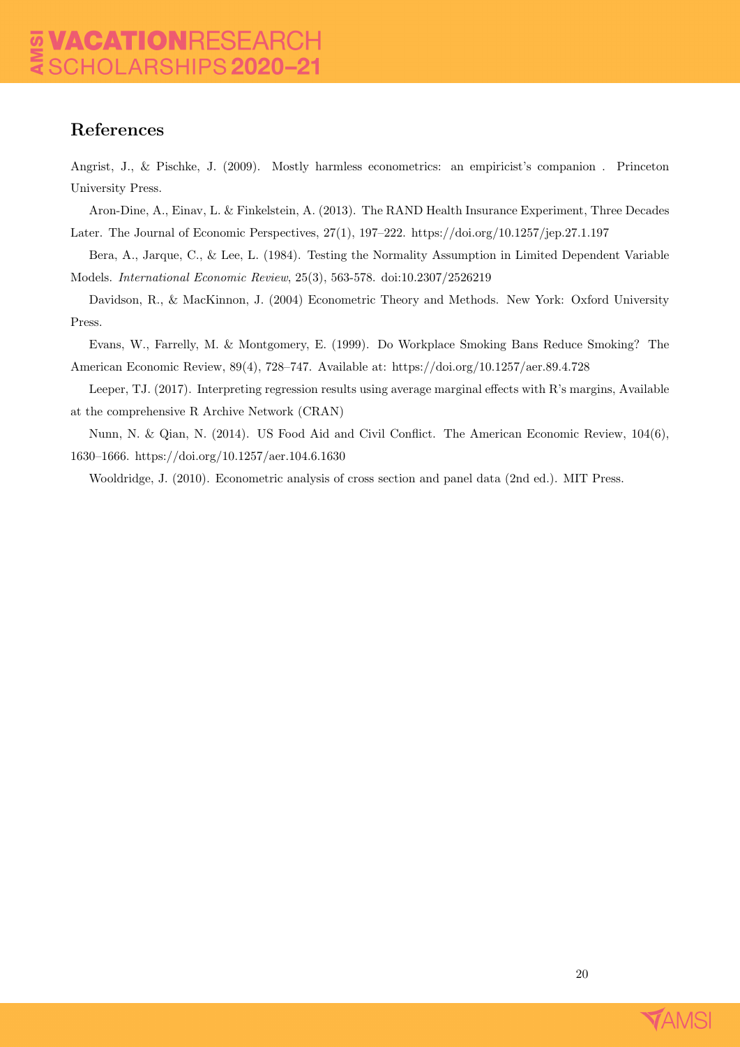## References

Angrist, J., & Pischke, J. (2009). Mostly harmless econometrics: an empiricist's companion . Princeton University Press.

Aron-Dine, A., Einav, L. & Finkelstein, A. (2013). The RAND Health Insurance Experiment, Three Decades Later. The Journal of Economic Perspectives, 27(1), 197–222. https://doi.org/10.1257/jep.27.1.197

Bera, A., Jarque, C., & Lee, L. (1984). Testing the Normality Assumption in Limited Dependent Variable Models. *International Economic Review*, 25(3), 563-578. doi:10.2307/2526219

Davidson, R., & MacKinnon, J. (2004) Econometric Theory and Methods. New York: Oxford University Press.

Evans, W., Farrelly, M. & Montgomery, E. (1999). Do Workplace Smoking Bans Reduce Smoking? The American Economic Review, 89(4), 728–747. Available at: https://doi.org/10.1257/aer.89.4.728

Leeper, TJ. (2017). Interpreting regression results using average marginal effects with R's margins, Available at the comprehensive R Archive Network (CRAN)

Nunn, N. & Qian, N. (2014). US Food Aid and Civil Conflict. The American Economic Review, 104(6), 1630–1666. https://doi.org/10.1257/aer.104.6.1630

Wooldridge, J. (2010). Econometric analysis of cross section and panel data (2nd ed.). MIT Press.